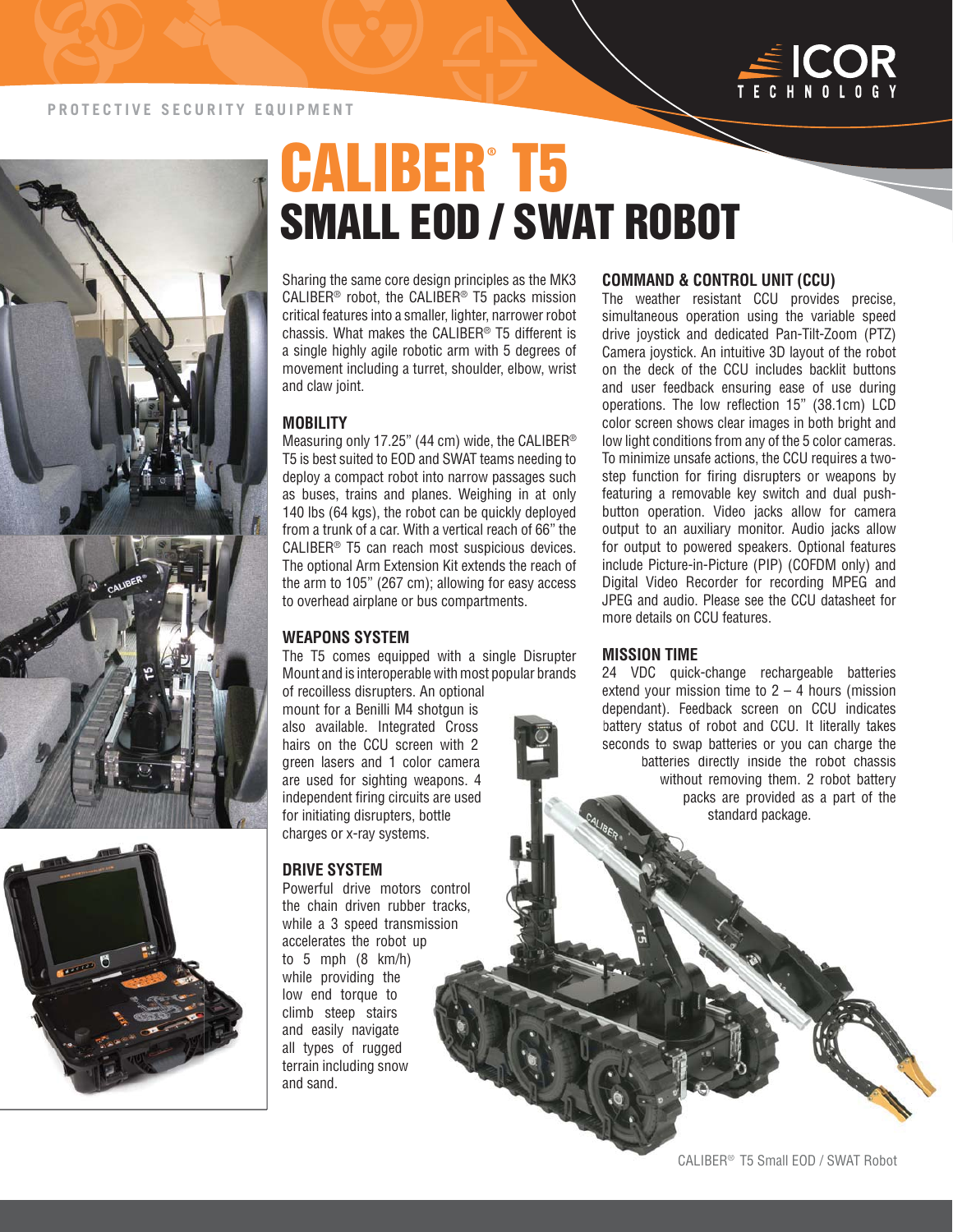PROTECTIVE SECURITY EQUIPMENT

# CALIBER® T5
## SMALL EOD / SWAT ROBOT

Sharing the same core design principles as the MK3 CALIBER® robot, the CALIBER® T5 packs mission critical features into a smaller, lighter, narrower robot chassis. What makes the CALIBER® T5 different is a single highly agile robotic arm with 5 degrees of movement including a turret, shoulder, elbow, wrist and claw joint.

### MOBILITY

Measuring only 17.25" (44 cm) wide, the CALIBER® T5 is best suited to EOD and SWAT teams needing to deploy a compact robot into narrow passages such as buses, trains and planes. Weighing in at only 140 lbs (64 kgs), the robot can be quickly deployed from a trunk of a car. With a vertical reach of 66" the CALIBER® T5 can reach most suspicious devices. The optional Arm Extension Kit extends the reach of the arm to 105" (267 cm); allowing for easy access to overhead airplane or bus compartments.

### WEAPONS SYSTEM

The T5 comes equipped with a single Disrupter Mount and is interoperable with most popular brands of recoilless disrupters. An optional mount for a Benilli M4 shotgun is also available. Integrated Cross hairs on the CCU screen with 2 green lasers and 1 color camera are used for sighting weapons. 4 independent firing circuits are used for initiating disrupters, bottle charges or x-ray systems.

### DRIVE SYSTEM

Powerful drive motors control the chain driven rubber tracks, while a 3 speed transmission accelerates the robot up to 5 mph (8 km/h) while providing the low end torque to climb steep stairs and easily navigate all types of rugged terrain including snow and sand.

### COMMAND & CONTROL UNIT (CCU)

The weather resistant CCU provides precise, simultaneous operation using the variable speed drive joystick and dedicated Pan-Tilt-Zoom (PTZ) Camera joystick. An intuitive 3D layout of the robot on the deck of the CCU includes backlit buttons and user feedback ensuring ease of use during operations. The low reflection 15" (38.1cm) LCD color screen shows clear images in both bright and low light conditions from any of the 5 color cameras. To minimize unsafe actions, the CCU requires a two-step function for firing disrupters or weapons by featuring a removable key switch and dual push-button operation. Video jacks allow for camera output to an auxiliary monitor. Audio jacks allow for output to powered speakers. Optional features include Picture-in-Picture (PIP) (COFDM only) and Digital Video Recorder for recording MPEG and JPEG and audio. Please see the CCU datasheet for more details on CCU features.

### MISSION TIME

24 VDC quick-change rechargeable batteries extend your mission time to 2 – 4 hours (mission dependant). Feedback screen on CCU indicates battery status of robot and CCU. It literally takes seconds to swap batteries or you can charge the batteries directly inside the robot chassis without removing them. 2 robot battery packs are provided as a part of the standard package.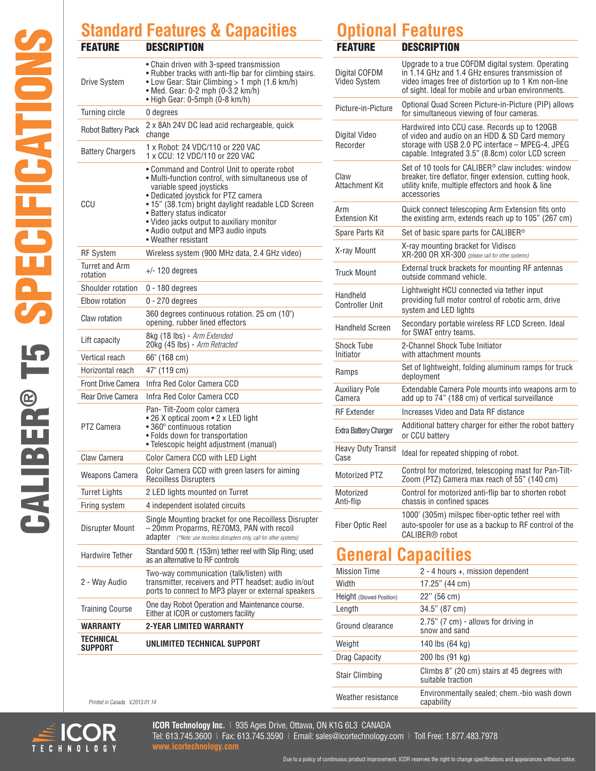# CALIBER® T5 SPECIFICATIONS

## Standard Features & Capacities

| FEATURE | DESCRIPTION |
|---|---|
| Drive System | • Chain driven with 3-speed transmission<br>• Rubber tracks with anti-flip bar for climbing stairs.<br>• Low Gear: Stair Climbing > 1 mph (1.6 km/h)<br>• Med. Gear: 0-2 mph (0-3.2 km/h)<br>• High Gear: 0-5mph (0-8 km/h) |
| Turning circle | 0 degrees |
| Robot Battery Pack | 2 x 8Ah 24V DC lead acid rechargeable, quick change |
| Battery Chargers | 1 x Robot: 24 VDC/110 or 220 VAC<br>1 x CCU: 12 VDC/110 or 220 VAC |
| CCU | • Command and Control Unit to operate robot<br>• Multi-function control, with simultaneous use of variable speed joysticks<br>• Dedicated joystick for PTZ camera<br>• 15" (38.1cm) bright daylight readable LCD Screen<br>• Battery status indicator<br>• Video jacks output to auxiliary monitor<br>• Audio output and MP3 audio inputs<br>• Weather resistant |
| RF System | Wireless system (900 MHz data, 2.4 GHz video) |
| Turret and Arm rotation | +/- 120 degrees |
| Shoulder rotation | 0 - 180 degrees |
| Elbow rotation | 0 - 270 degrees |
| Claw rotation | 360 degrees continuous rotation. 25 cm (10") opening, rubber lined effectors |
| Lift capacity | 8kg (18 lbs) - *Arm Extended*<br>20kg (45 lbs) - *Arm Retracted* |
| Vertical reach | 66" (168 cm) |
| Horizontal reach | 47" (119 cm) |
| Front Drive Camera | Infra Red Color Camera CCD |
| Rear Drive Camera | Infra Red Color Camera CCD |
| PTZ Camera | Pan- Tilt-Zoom color camera<br>• 26 X optical zoom • 2 x LED light<br>• 360° continuous rotation<br>• Folds down for transportation<br>• Telescopic height adjustment (manual) |
| Claw Camera | Color Camera CCD with LED Light |
| Weapons Camera | Color Camera CCD with green lasers for aiming Recoilless Disrupters |
| Turret Lights | 2 LED lights mounted on Turret |
| Firing system | 4 independent isolated circuits |
| Disrupter Mount | Single Mounting bracket for one Recoilless Disrupter – 20mm Proparms, RE70M3, PAN with recoil adapter *(\*Note: use recoiless disrupters only, call for other systems)* |
| Hardwire Tether | Standard 500 ft. (153m) tether reel with Slip Ring; used as an alternative to RF controls |
| 2 - Way Audio | Two-way communication (talk/listen) with transmitter, receivers and PTT headset; audio in/out ports to connect to MP3 player or external speakers |
| Training Course | One day Robot Operation and Maintenance course. Either at ICOR or customers facility |
| **WARRANTY** | **2-YEAR LIMITED WARRANTY** |
| **TECHNICAL SUPPORT** | **UNLIMITED TECHNICAL SUPPORT** |

## Optional Features

| FEATURE | DESCRIPTION |
|---|---|
| Digital COFDM Video System | Upgrade to a true COFDM digital system. Operating in 1.14 GHz and 1.4 GHz ensures transmission of video images free of distortion up to 1 Km non-line of sight. Ideal for mobile and urban environments. |
| Picture-in-Picture | Optional Quad Screen Picture-in-Picture (PIP) allows for simultaneous viewing of four cameras. |
| Digital Video Recorder | Hardwired into CCU case. Records up to 120GB of video and audio on an HDD & SD Card memory storage with USB 2.0 PC interface – MPEG-4, JPEG capable. Integrated 3.5" (8.8cm) color LCD screen |
| Claw Attachment Kit | Set of 10 tools for CALIBER® claw includes: window breaker, tire deflator, finger extension, cutting hook, utility knife, multiple effectors and hook & line accessories |
| Arm Extension Kit | Quick connect telescoping Arm Extension fits onto the existing arm, extends reach up to 105" (267 cm) |
| Spare Parts Kit | Set of basic spare parts for CALIBER® |
| X-ray Mount | X-ray mounting bracket for Vidisco XR-200 OR XR-300 *(please call for other systems)* |
| Truck Mount | External truck brackets for mounting RF antennas outside command vehicle. |
| Handheld Controller Unit | Lightweight HCU connected via tether input providing full motor control of robotic arm, drive system and LED lights |
| Handheld Screen | Secondary portable wireless RF LCD Screen. Ideal for SWAT entry teams. |
| Shock Tube Initiator | 2-Channel Shock Tube Initiator with attachment mounts |
| Ramps | Set of lightweight, folding aluminum ramps for truck deployment |
| Auxiliary Pole Camera | Extendable Camera Pole mounts into weapons arm to add up to 74" (188 cm) of vertical surveillance |
| RF Extender | Increases Video and Data RF distance |
| Extra Battery Charger | Additional battery charger for either the robot battery or CCU battery |
| Heavy Duty Transit Case | Ideal for repeated shipping of robot. |
| Motorized PTZ | Control for motorized, telescoping mast for Pan-Tilt-Zoom (PTZ) Camera max reach of 55" (140 cm) |
| Motorized Anti-flip | Control for motorized anti-flip bar to shorten robot chassis in confined spaces |
| Fiber Optic Reel | 1000' (305m) milspec fiber-optic tether reel with auto-spooler for use as a backup to RF control of the CALIBER® robot |

## General Capacities

| | |
|---|---|
| Mission Time | 2 - 4 hours +, mission dependent |
| Width | 17.25" (44 cm) |
| Height (Stowed Position) | 22" (56 cm) |
| Length | 34.5" (87 cm) |
| Ground clearance | 2.75" (7 cm) - allows for driving in snow and sand |
| Weight | 140 lbs (64 kg) |
| Drag Capacity | 200 lbs (91 kg) |
| Stair Climbing | Climbs 8" (20 cm) stairs at 45 degrees with suitable traction |
| Weather resistance | Environmentally sealed; chem.-bio wash down capability |

*Printed in Canada V.2013.01.14*

ICOR TECHNOLOGY

**ICOR Technology Inc.** | 935 Ages Drive, Ottawa, ON K1G 6L3 CANADA
Tel: 613.745.3600 | Fax: 613.745.3590 | Email: sales@icortechnology.com | Toll Free: 1.877.483.7978
**www.icortechnology.com**

Due to a policy of continuous product improvement, ICOR reserves the right to change specifications and appearances without notice.